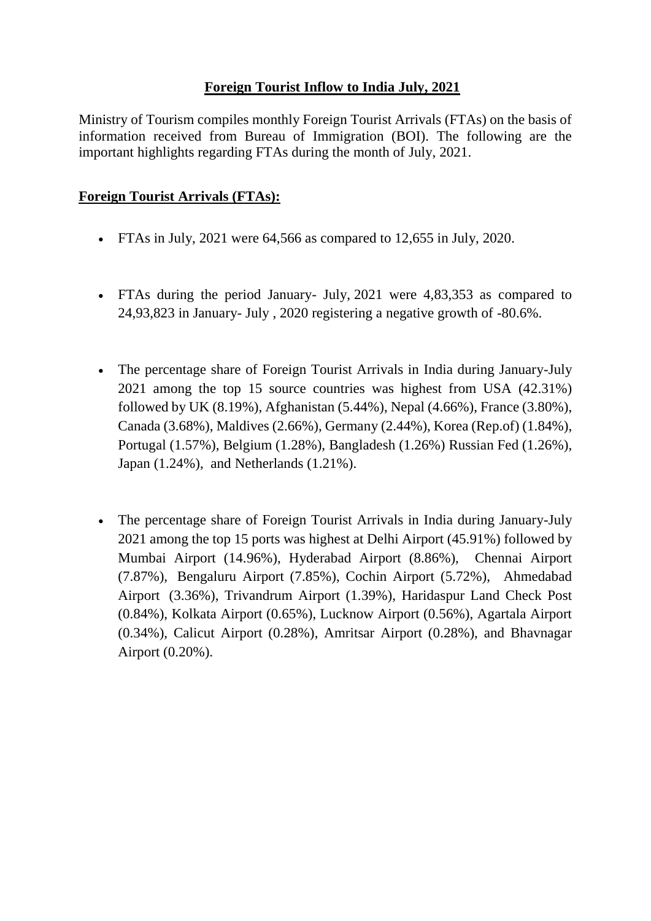# Foreign Tourist Inflow to India July, 2021

Ministry of Tourism compiles monthly Foreign Tourist Arrivals (FTAs) on the basis of information received from Bureau of Immigration (BOI). The following are the important highlights regarding FTAs during the month of July, 2021.

## Foreign Tourist Arrivals (FTAs):

- FTAs in July, 2021 were 64,566 as compared to 12,655 in July, 2020.

- FTAs during the period January- July, 2021 were 4,83,353 as compared to 24,93,823 in January- July , 2020 registering a negative growth of -80.6%.

- The percentage share of Foreign Tourist Arrivals in India during January-July 2021 among the top 15 source countries was highest from USA (42.31%) followed by UK (8.19%), Afghanistan (5.44%), Nepal (4.66%), France (3.80%), Canada (3.68%), Maldives (2.66%), Germany (2.44%), Korea (Rep.of) (1.84%), Portugal (1.57%), Belgium (1.28%), Bangladesh (1.26%) Russian Fed (1.26%), Japan (1.24%), and Netherlands (1.21%).

- The percentage share of Foreign Tourist Arrivals in India during January-July 2021 among the top 15 ports was highest at Delhi Airport (45.91%) followed by Mumbai Airport (14.96%), Hyderabad Airport (8.86%), Chennai Airport (7.87%), Bengaluru Airport (7.85%), Cochin Airport (5.72%), Ahmedabad Airport (3.36%), Trivandrum Airport (1.39%), Haridaspur Land Check Post (0.84%), Kolkata Airport (0.65%), Lucknow Airport (0.56%), Agartala Airport (0.34%), Calicut Airport (0.28%), Amritsar Airport (0.28%), and Bhavnagar Airport (0.20%).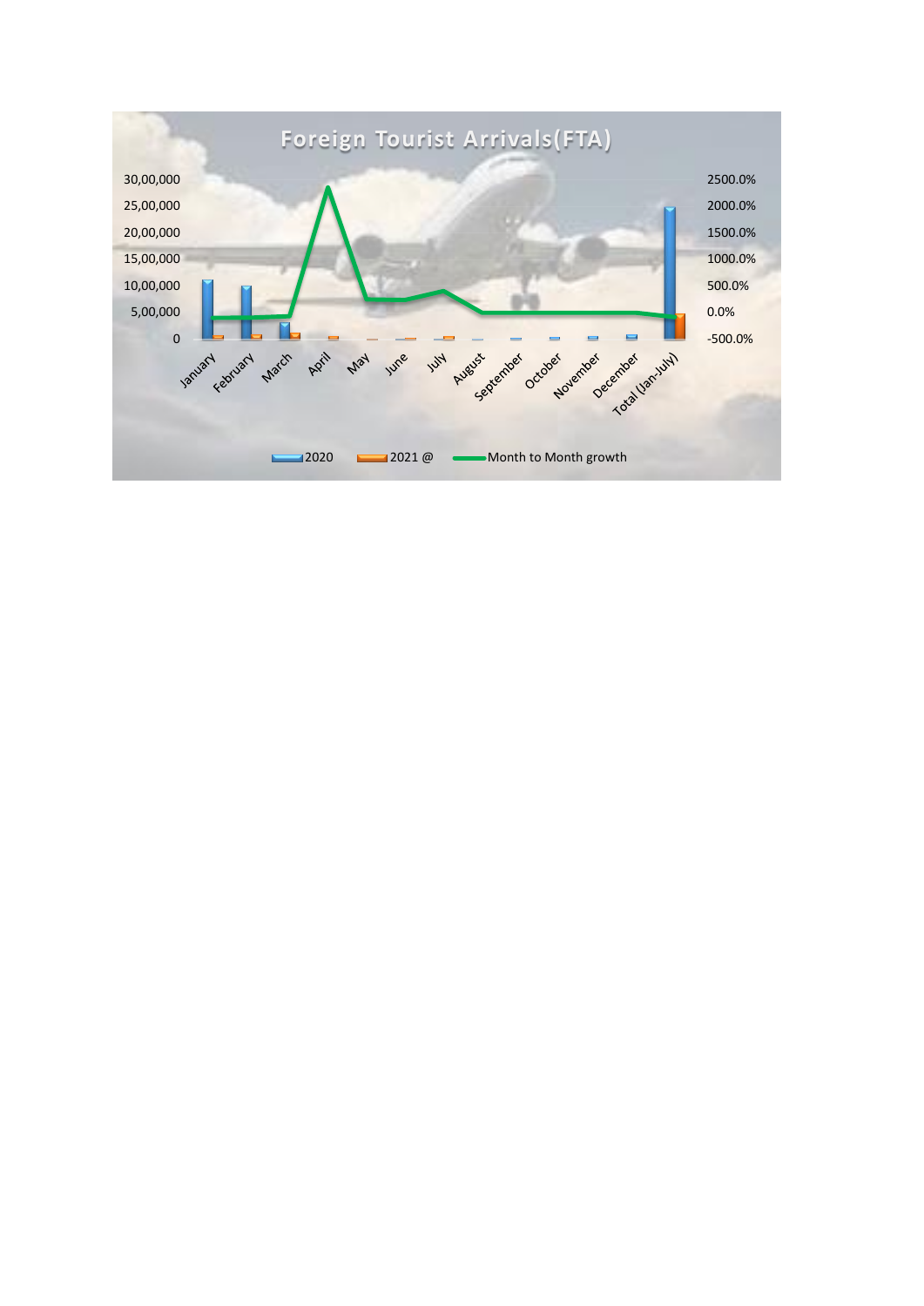Foreign Tourist Arrivals(FTA)

30,00,000
25,00,000
20,00,000
15,00,000
10,00,000
5,00,000
0

2500.0%
2000.0%
1500.0%
1000.0%
500.0%
0.0%
-500.0%

January
February
March
April
May
June
July
August
September
October
November
December
Total (Jan-July)

2020
2021 @
Month to Month growth